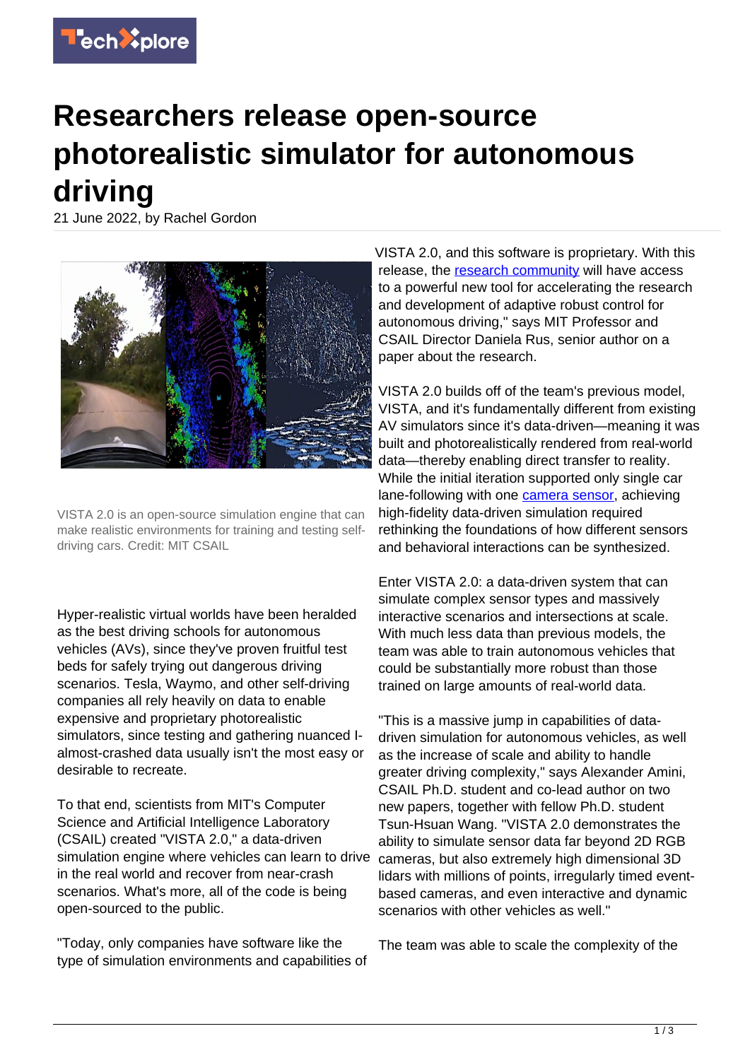# Researchers release open-source photorealistic simulator for autonomous driving

21 June 2022, by Rachel Gordon

VISTA 2.0 is an open-source simulation engine that can make realistic environments for training and testing self-driving cars. Credit: MIT CSAIL

Hyper-realistic virtual worlds have been heralded as the best driving schools for autonomous vehicles (AVs), since they've proven fruitful test beds for safely trying out dangerous driving scenarios. Tesla, Waymo, and other self-driving companies all rely heavily on data to enable expensive and proprietary photorealistic simulators, since testing and gathering nuanced I-almost-crashed data usually isn't the most easy or desirable to recreate.

To that end, scientists from MIT's Computer Science and Artificial Intelligence Laboratory (CSAIL) created "VISTA 2.0," a data-driven simulation engine where vehicles can learn to drive in the real world and recover from near-crash scenarios. What's more, all of the code is being open-sourced to the public.

"Today, only companies have software like the type of simulation environments and capabilities of VISTA 2.0, and this software is proprietary. With this release, the research community will have access to a powerful new tool for accelerating the research and development of adaptive robust control for autonomous driving," says MIT Professor and CSAIL Director Daniela Rus, senior author on a paper about the research.

VISTA 2.0 builds off of the team's previous model, VISTA, and it's fundamentally different from existing AV simulators since it's data-driven—meaning it was built and photorealistically rendered from real-world data—thereby enabling direct transfer to reality. While the initial iteration supported only single car lane-following with one camera sensor, achieving high-fidelity data-driven simulation required rethinking the foundations of how different sensors and behavioral interactions can be synthesized.

Enter VISTA 2.0: a data-driven system that can simulate complex sensor types and massively interactive scenarios and intersections at scale. With much less data than previous models, the team was able to train autonomous vehicles that could be substantially more robust than those trained on large amounts of real-world data.

"This is a massive jump in capabilities of data-driven simulation for autonomous vehicles, as well as the increase of scale and ability to handle greater driving complexity," says Alexander Amini, CSAIL Ph.D. student and co-lead author on two new papers, together with fellow Ph.D. student Tsun-Hsuan Wang. "VISTA 2.0 demonstrates the ability to simulate sensor data far beyond 2D RGB cameras, but also extremely high dimensional 3D lidars with millions of points, irregularly timed event-based cameras, and even interactive and dynamic scenarios with other vehicles as well."

The team was able to scale the complexity of the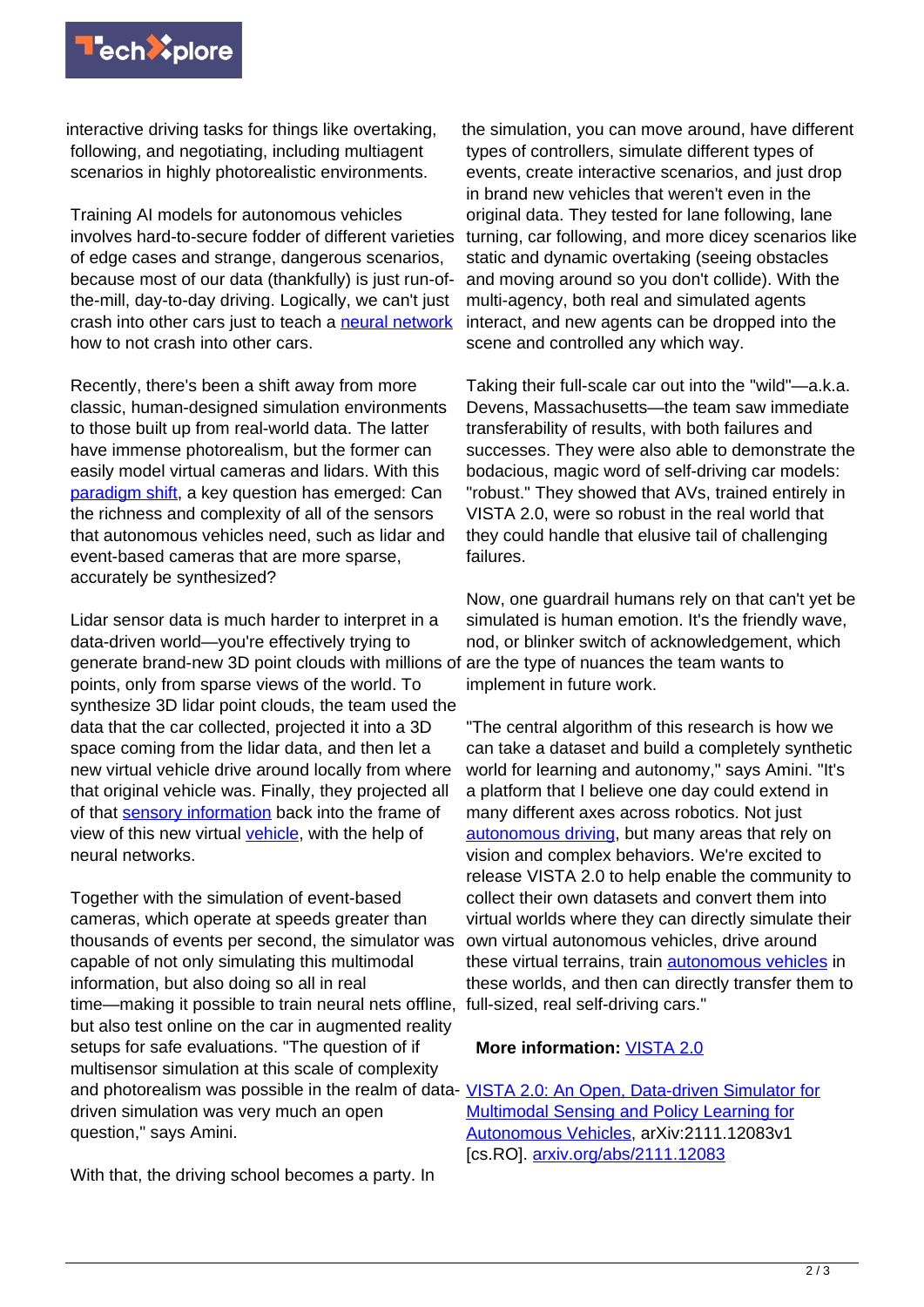interactive driving tasks for things like overtaking, following, and negotiating, including multiagent scenarios in highly photorealistic environments.

Training AI models for autonomous vehicles involves hard-to-secure fodder of different varieties of edge cases and strange, dangerous scenarios, because most of our data (thankfully) is just run-of-the-mill, day-to-day driving. Logically, we can't just crash into other cars just to teach a neural network how to not crash into other cars.

Recently, there's been a shift away from more classic, human-designed simulation environments to those built up from real-world data. The latter have immense photorealism, but the former can easily model virtual cameras and lidars. With this paradigm shift, a key question has emerged: Can the richness and complexity of all of the sensors that autonomous vehicles need, such as lidar and event-based cameras that are more sparse, accurately be synthesized?

Lidar sensor data is much harder to interpret in a data-driven world—you're effectively trying to generate brand-new 3D point clouds with millions of points, only from sparse views of the world. To synthesize 3D lidar point clouds, the team used the data that the car collected, projected it into a 3D space coming from the lidar data, and then let a new virtual vehicle drive around locally from where that original vehicle was. Finally, they projected all of that sensory information back into the frame of view of this new virtual vehicle, with the help of neural networks.

Together with the simulation of event-based cameras, which operate at speeds greater than thousands of events per second, the simulator was capable of not only simulating this multimodal information, but also doing so all in real time—making it possible to train neural nets offline, but also test online on the car in augmented reality setups for safe evaluations. "The question of if multisensor simulation at this scale of complexity and photorealism was possible in the realm of data-driven simulation was very much an open question," says Amini.

With that, the driving school becomes a party. In the simulation, you can move around, have different types of controllers, simulate different types of events, create interactive scenarios, and just drop in brand new vehicles that weren't even in the original data. They tested for lane following, lane turning, car following, and more dicey scenarios like static and dynamic overtaking (seeing obstacles and moving around so you don't collide). With the multi-agency, both real and simulated agents interact, and new agents can be dropped into the scene and controlled any which way.

Taking their full-scale car out into the "wild"—a.k.a. Devens, Massachusetts—the team saw immediate transferability of results, with both failures and successes. They were also able to demonstrate the bodacious, magic word of self-driving car models: "robust." They showed that AVs, trained entirely in VISTA 2.0, were so robust in the real world that they could handle that elusive tail of challenging failures.

Now, one guardrail humans rely on that can't yet be simulated is human emotion. It's the friendly wave, nod, or blinker switch of acknowledgement, which are the type of nuances the team wants to implement in future work.

"The central algorithm of this research is how we can take a dataset and build a completely synthetic world for learning and autonomy," says Amini. "It's a platform that I believe one day could extend in many different axes across robotics. Not just autonomous driving, but many areas that rely on vision and complex behaviors. We're excited to release VISTA 2.0 to help enable the community to collect their own datasets and convert them into virtual worlds where they can directly simulate their own virtual autonomous vehicles, drive around these virtual terrains, train autonomous vehicles in these worlds, and then can directly transfer them to full-sized, real self-driving cars."

**More information:** VISTA 2.0

VISTA 2.0: An Open, Data-driven Simulator for Multimodal Sensing and Policy Learning for Autonomous Vehicles, arXiv:2111.12083v1 [cs.RO]. arxiv.org/abs/2111.12083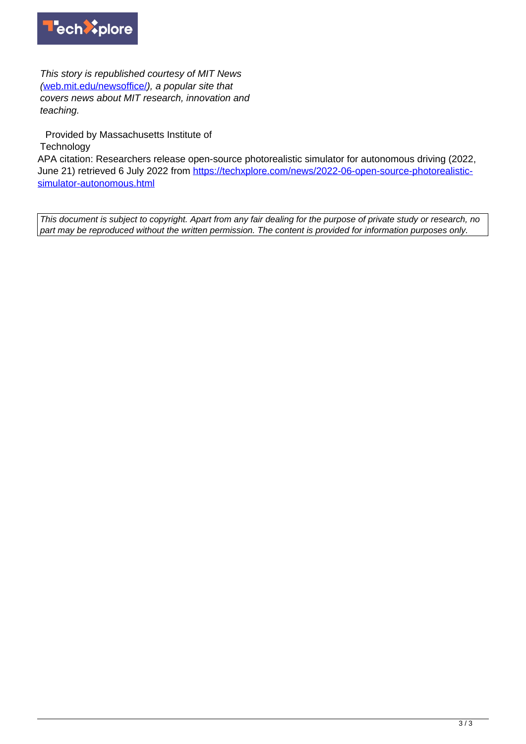*This story is republished courtesy of MIT News ([web.mit.edu/newsoffice/](web.mit.edu/newsoffice/)), a popular site that covers news about MIT research, innovation and teaching.*

Provided by Massachusetts Institute of Technology

APA citation: Researchers release open-source photorealistic simulator for autonomous driving (2022, June 21) retrieved 6 July 2022 from [https://techxplore.com/news/2022-06-open-source-photorealistic-simulator-autonomous.html](https://techxplore.com/news/2022-06-open-source-photorealistic-simulator-autonomous.html)

*This document is subject to copyright. Apart from any fair dealing for the purpose of private study or research, no part may be reproduced without the written permission. The content is provided for information purposes only.*